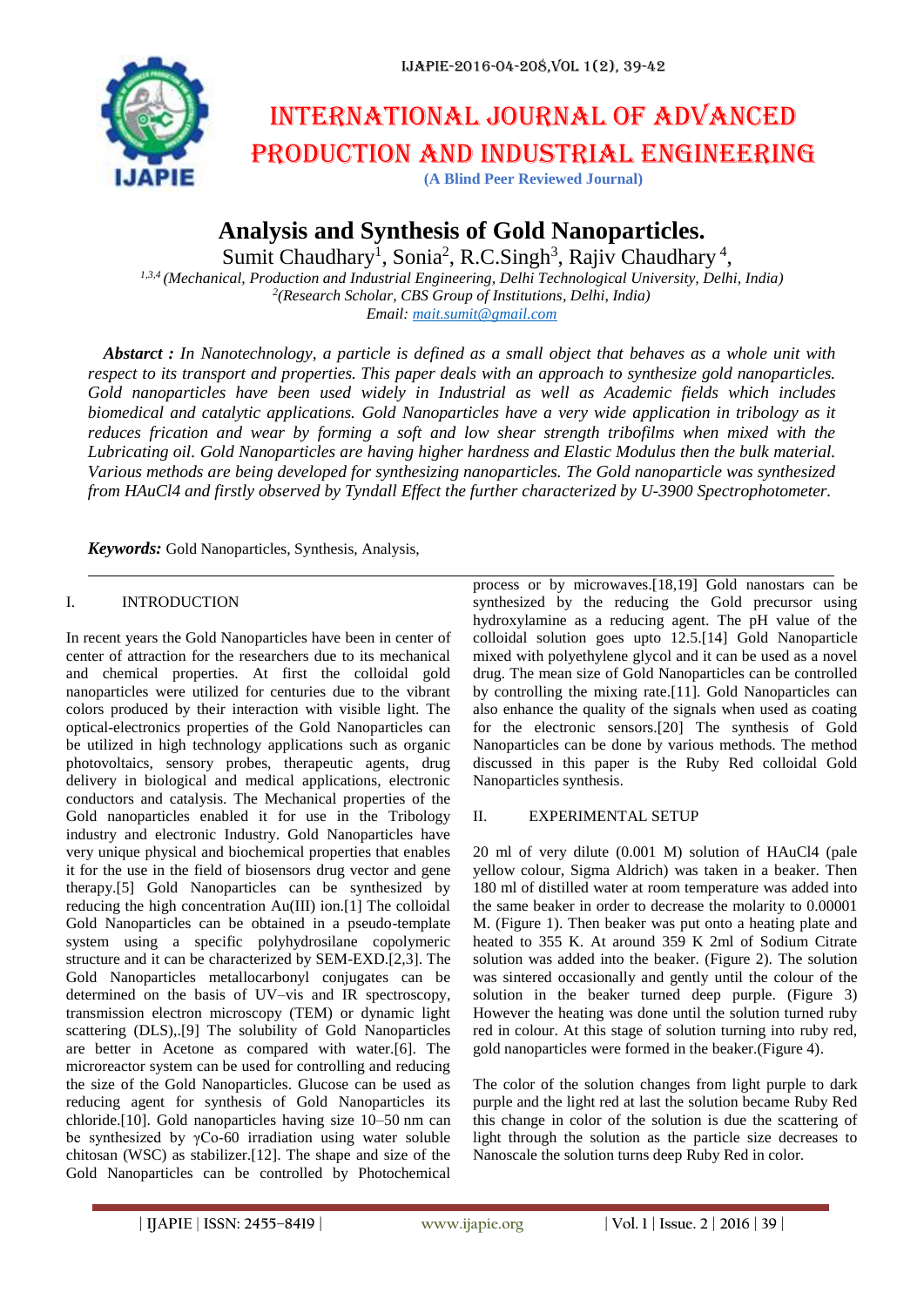# INTERNATIONAL JOURNAL OF ADVANCED PRODUCTION AND INDUSTRIAL ENGINEERING

**(A Blind Peer Reviewed Journal)**

## Analysis and Synthesis of Gold Nanoparticles.

Sumit Chaudhary[1], Sonia[2], R.C.Singh[3], Rajiv Chaudhary [4],

[1,3,4] *(Mechanical, Production and Industrial Engineering, Delhi Technological University, Delhi, India)*
[2] *(Research Scholar, CBS Group of Institutions, Delhi, India)*
*Email: mait.sumit@gmail.com*

***Abstarct :*** *In Nanotechnology, a particle is defined as a small object that behaves as a whole unit with respect to its transport and properties. This paper deals with an approach to synthesize gold nanoparticles. Gold nanoparticles have been used widely in Industrial as well as Academic fields which includes biomedical and catalytic applications. Gold Nanoparticles have a very wide application in tribology as it reduces frication and wear by forming a soft and low shear strength tribofilms when mixed with the Lubricating oil. Gold Nanoparticles are having higher hardness and Elastic Modulus then the bulk material. Various methods are being developed for synthesizing nanoparticles. The Gold nanoparticle was synthesized from HAuCl4 and firstly observed by Tyndall Effect the further characterized by U-3900 Spectrophotometer.*

***Keywords:*** Gold Nanoparticles, Synthesis, Analysis,

## I. INTRODUCTION

In recent years the Gold Nanoparticles have been in center of center of attraction for the researchers due to its mechanical and chemical properties. At first the colloidal gold nanoparticles were utilized for centuries due to the vibrant colors produced by their interaction with visible light. The optical-electronics properties of the Gold Nanoparticles can be utilized in high technology applications such as organic photovoltaics, sensory probes, therapeutic agents, drug delivery in biological and medical applications, electronic conductors and catalysis. The Mechanical properties of the Gold nanoparticles enabled it for use in the Tribology industry and electronic Industry. Gold Nanoparticles have very unique physical and biochemical properties that enables it for the use in the field of biosensors drug vector and gene therapy.[5] Gold Nanoparticles can be synthesized by reducing the high concentration Au(III) ion.[1] The colloidal Gold Nanoparticles can be obtained in a pseudo-template system using a specific polyhydrosilane copolymeric structure and it can be characterized by SEM-EXD.[2,3]. The Gold Nanoparticles metallocarbonyl conjugates can be determined on the basis of UV–vis and IR spectroscopy, transmission electron microscopy (TEM) or dynamic light scattering (DLS),.[9] The solubility of Gold Nanoparticles are better in Acetone as compared with water.[6]. The microreactor system can be used for controlling and reducing the size of the Gold Nanoparticles. Glucose can be used as reducing agent for synthesis of Gold Nanoparticles its chloride.[10]. Gold nanoparticles having size 10–50 nm can be synthesized by γCo-60 irradiation using water soluble chitosan (WSC) as stabilizer.[12]. The shape and size of the Gold Nanoparticles can be controlled by Photochemical process or by microwaves.[18,19] Gold nanostars can be synthesized by the reducing the Gold precursor using hydroxylamine as a reducing agent. The pH value of the colloidal solution goes upto 12.5.[14] Gold Nanoparticle mixed with polyethylene glycol and it can be used as a novel drug. The mean size of Gold Nanoparticles can be controlled by controlling the mixing rate.[11]. Gold Nanoparticles can also enhance the quality of the signals when used as coating for the electronic sensors.[20] The synthesis of Gold Nanoparticles can be done by various methods. The method discussed in this paper is the Ruby Red colloidal Gold Nanoparticles synthesis.

## II. EXPERIMENTAL SETUP

20 ml of very dilute (0.001 M) solution of HAuCl4 (pale yellow colour, Sigma Aldrich) was taken in a beaker. Then 180 ml of distilled water at room temperature was added into the same beaker in order to decrease the molarity to 0.00001 M. (Figure 1). Then beaker was put onto a heating plate and heated to 355 K. At around 359 K 2ml of Sodium Citrate solution was added into the beaker. (Figure 2). The solution was sintered occasionally and gently until the colour of the solution in the beaker turned deep purple. (Figure 3) However the heating was done until the solution turned ruby red in colour. At this stage of solution turning into ruby red, gold nanoparticles were formed in the beaker.(Figure 4).

The color of the solution changes from light purple to dark purple and the light red at last the solution became Ruby Red this change in color of the solution is due the scattering of light through the solution as the particle size decreases to Nanoscale the solution turns deep Ruby Red in color.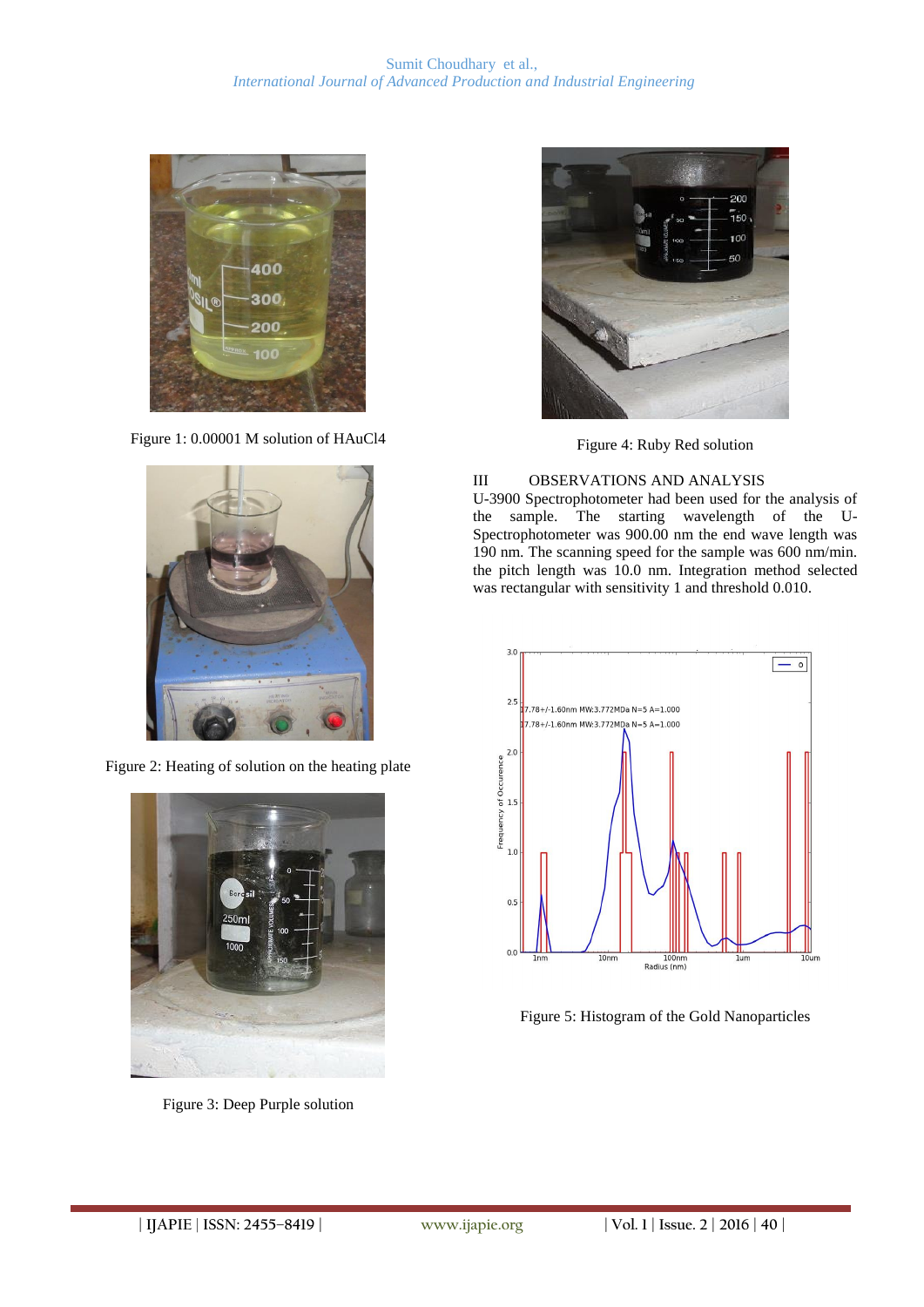Figure 1: 0.00001 M solution of $HAuCl_4$

Figure 2: Heating of solution on the heating plate

Figure 3: Deep Purple solution

Figure 4: Ruby Red solution

## III OBSERVATIONS AND ANALYSIS

U-3900 Spectrophotometer had been used for the analysis of the sample. The starting wavelength of the U-Spectrophotometer was 900.00 nm the end wave length was 190 nm. The scanning speed for the sample was 600 nm/min. the pitch length was 10.0 nm. Integration method selected was rectangular with sensitivity 1 and threshold 0.010.

Figure 5: Histogram of the Gold Nanoparticles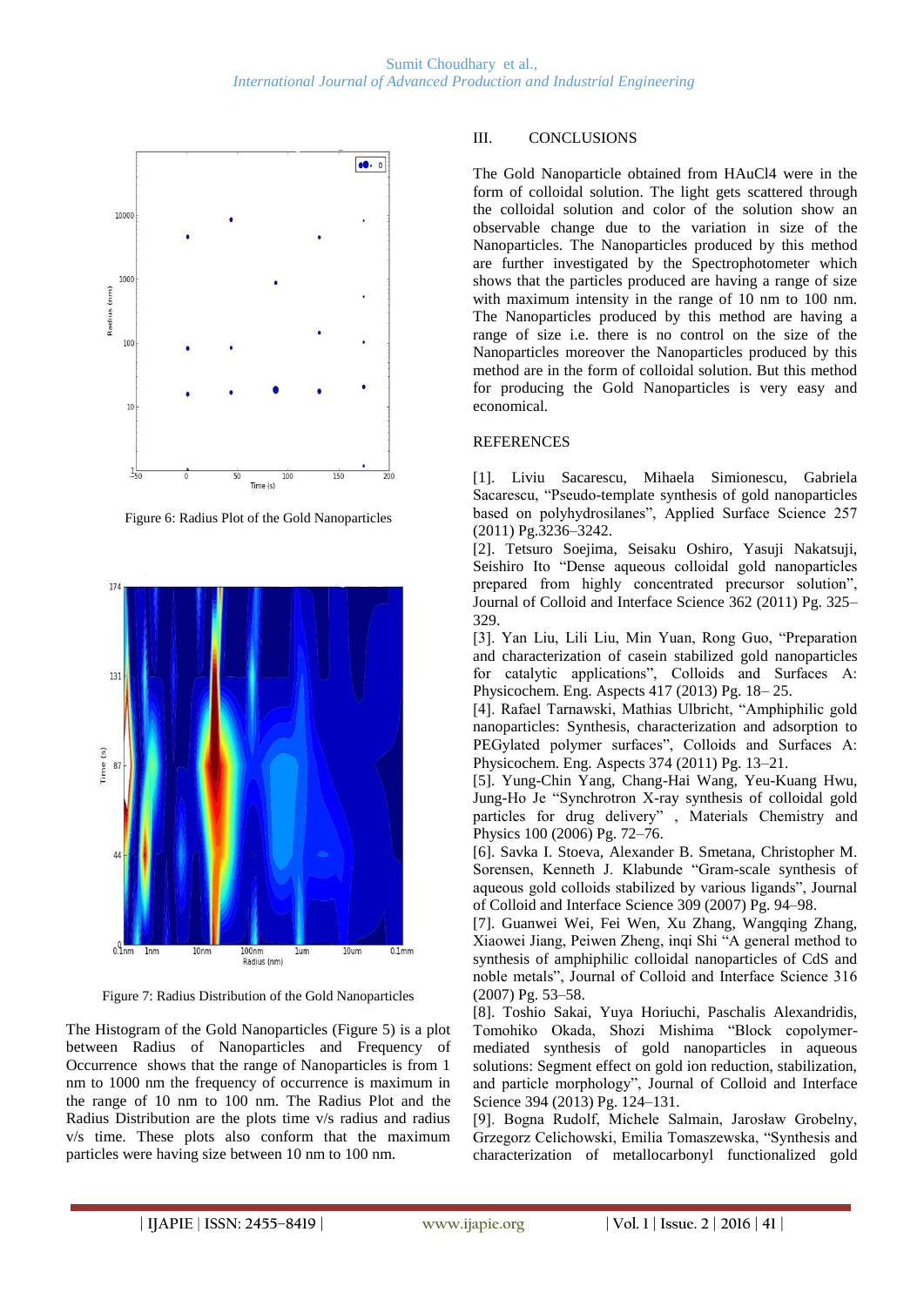Figure 6: Radius Plot of the Gold Nanoparticles

Figure 7: Radius Distribution of the Gold Nanoparticles

The Histogram of the Gold Nanoparticles (Figure 5) is a plot between Radius of Nanoparticles and Frequency of Occurrence shows that the range of Nanoparticles is from 1 nm to 1000 nm the frequency of occurrence is maximum in the range of 10 nm to 100 nm. The Radius Plot and the Radius Distribution are the plots time v/s radius and radius v/s time. These plots also conform that the maximum particles were having size between 10 nm to 100 nm.

## III. CONCLUSIONS

The Gold Nanoparticle obtained from HAuCl4 were in the form of colloidal solution. The light gets scattered through the colloidal solution and color of the solution show an observable change due to the variation in size of the Nanoparticles. The Nanoparticles produced by this method are further investigated by the Spectrophotometer which shows that the particles produced are having a range of size with maximum intensity in the range of 10 nm to 100 nm. The Nanoparticles produced by this method are having a range of size i.e. there is no control on the size of the Nanoparticles moreover the Nanoparticles produced by this method are in the form of colloidal solution. But this method for producing the Gold Nanoparticles is very easy and economical.

## REFERENCES

[1]. Liviu Sacarescu, Mihaela Simionescu, Gabriela Sacarescu, "Pseudo-template synthesis of gold nanoparticles based on polyhydrosilanes", Applied Surface Science 257 (2011) Pg.3236–3242.

[2]. Tetsuro Soejima, Seisaku Oshiro, Yasuji Nakatsuji, Seishiro Ito "Dense aqueous colloidal gold nanoparticles prepared from highly concentrated precursor solution", Journal of Colloid and Interface Science 362 (2011) Pg. 325–329.

[3]. Yan Liu, Lili Liu, Min Yuan, Rong Guo, "Preparation and characterization of casein stabilized gold nanoparticles for catalytic applications", Colloids and Surfaces A: Physicochem. Eng. Aspects 417 (2013) Pg. 18– 25.

[4]. Rafael Tarnawski, Mathias Ulbricht, "Amphiphilic gold nanoparticles: Synthesis, characterization and adsorption to PEGylated polymer surfaces", Colloids and Surfaces A: Physicochem. Eng. Aspects 374 (2011) Pg. 13–21.

[5]. Yung-Chin Yang, Chang-Hai Wang, Yeu-Kuang Hwu, Jung-Ho Je "Synchrotron X-ray synthesis of colloidal gold particles for drug delivery" , Materials Chemistry and Physics 100 (2006) Pg. 72–76.

[6]. Savka I. Stoeva, Alexander B. Smetana, Christopher M. Sorensen, Kenneth J. Klabunde "Gram-scale synthesis of aqueous gold colloids stabilized by various ligands", Journal of Colloid and Interface Science 309 (2007) Pg. 94–98.

[7]. Guanwei Wei, Fei Wen, Xu Zhang, Wangqing Zhang, Xiaowei Jiang, Peiwen Zheng, inqi Shi "A general method to synthesis of amphiphilic colloidal nanoparticles of CdS and noble metals", Journal of Colloid and Interface Science 316 (2007) Pg. 53–58.

[8]. Toshio Sakai, Yuya Horiuchi, Paschalis Alexandridis, Tomohiko Okada, Shozi Mishima "Block copolymer-mediated synthesis of gold nanoparticles in aqueous solutions: Segment effect on gold ion reduction, stabilization, and particle morphology", Journal of Colloid and Interface Science 394 (2013) Pg. 124–131.

[9]. Bogna Rudolf, Michele Salmain, Jarosław Grobelny, Grzegorz Celichowski, Emilia Tomaszewska, "Synthesis and characterization of metallocarbonyl functionalized gold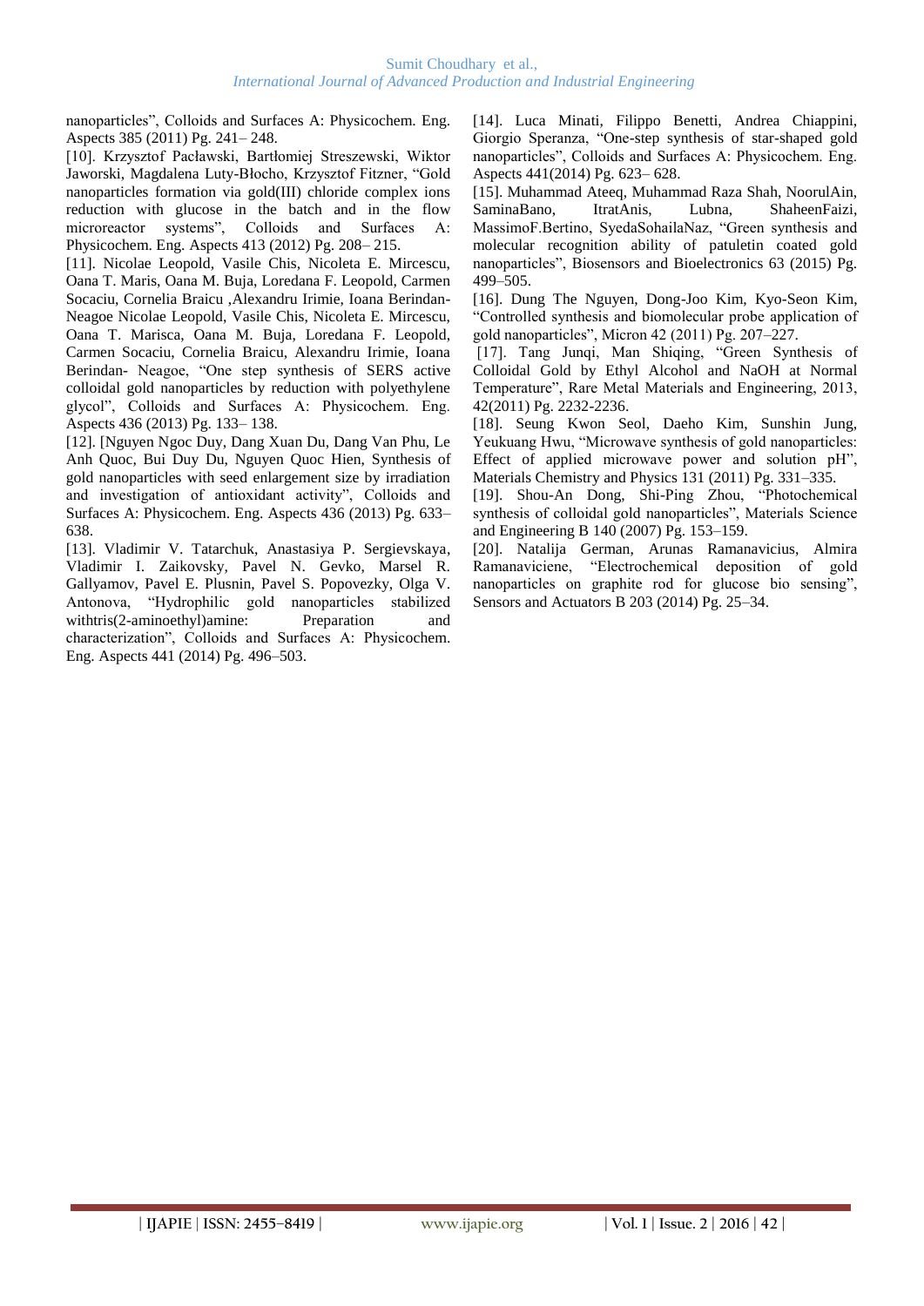nanoparticles", Colloids and Surfaces A: Physicochem. Eng. Aspects 385 (2011) Pg. 241– 248.

[10]. Krzysztof Pacławski, Bartłomiej Streszewski, Wiktor Jaworski, Magdalena Luty-Błocho, Krzysztof Fitzner, "Gold nanoparticles formation via gold(III) chloride complex ions reduction with glucose in the batch and in the flow microreactor systems", Colloids and Surfaces A: Physicochem. Eng. Aspects 413 (2012) Pg. 208– 215.

[11]. Nicolae Leopold, Vasile Chis, Nicoleta E. Mircescu, Oana T. Maris, Oana M. Buja, Loredana F. Leopold, Carmen Socaciu, Cornelia Braicu ,Alexandru Irimie, Ioana Berindan-Neagoe Nicolae Leopold, Vasile Chis, Nicoleta E. Mircescu, Oana T. Marisca, Oana M. Buja, Loredana F. Leopold, Carmen Socaciu, Cornelia Braicu, Alexandru Irimie, Ioana Berindan- Neagoe, "One step synthesis of SERS active colloidal gold nanoparticles by reduction with polyethylene glycol", Colloids and Surfaces A: Physicochem. Eng. Aspects 436 (2013) Pg. 133– 138.

[12]. [Nguyen Ngoc Duy, Dang Xuan Du, Dang Van Phu, Le Anh Quoc, Bui Duy Du, Nguyen Quoc Hien, Synthesis of gold nanoparticles with seed enlargement size by irradiation and investigation of antioxidant activity", Colloids and Surfaces A: Physicochem. Eng. Aspects 436 (2013) Pg. 633–638.

[13]. Vladimir V. Tatarchuk, Anastasiya P. Sergievskaya, Vladimir I. Zaikovsky, Pavel N. Gevko, Marsel R. Gallyamov, Pavel E. Plusnin, Pavel S. Popovezky, Olga V. Antonova, "Hydrophilic gold nanoparticles stabilized withtris(2-aminoethyl)amine: Preparation and characterization", Colloids and Surfaces A: Physicochem. Eng. Aspects 441 (2014) Pg. 496–503.

[14]. Luca Minati, Filippo Benetti, Andrea Chiappini, Giorgio Speranza, "One-step synthesis of star-shaped gold nanoparticles", Colloids and Surfaces A: Physicochem. Eng. Aspects 441(2014) Pg. 623– 628.

[15]. Muhammad Ateeq, Muhammad Raza Shah, NoorulAin, SaminaBano, ItratAnis, Lubna, ShaheenFaizi, MassimoF.Bertino, SyedaSohailaNaz, "Green synthesis and molecular recognition ability of patuletin coated gold nanoparticles", Biosensors and Bioelectronics 63 (2015) Pg. 499–505.

[16]. Dung The Nguyen, Dong-Joo Kim, Kyo-Seon Kim, "Controlled synthesis and biomolecular probe application of gold nanoparticles", Micron 42 (2011) Pg. 207–227.

[17]. Tang Junqi, Man Shiqing, "Green Synthesis of Colloidal Gold by Ethyl Alcohol and NaOH at Normal Temperature", Rare Metal Materials and Engineering, 2013, 42(2011) Pg. 2232-2236.

[18]. Seung Kwon Seol, Daeho Kim, Sunshin Jung, Yeukuang Hwu, "Microwave synthesis of gold nanoparticles: Effect of applied microwave power and solution pH", Materials Chemistry and Physics 131 (2011) Pg. 331–335.

[19]. Shou-An Dong, Shi-Ping Zhou, "Photochemical synthesis of colloidal gold nanoparticles", Materials Science and Engineering B 140 (2007) Pg. 153–159.

[20]. Natalija German, Arunas Ramanavicius, Almira Ramanaviciene, "Electrochemical deposition of gold nanoparticles on graphite rod for glucose bio sensing", Sensors and Actuators B 203 (2014) Pg. 25–34.